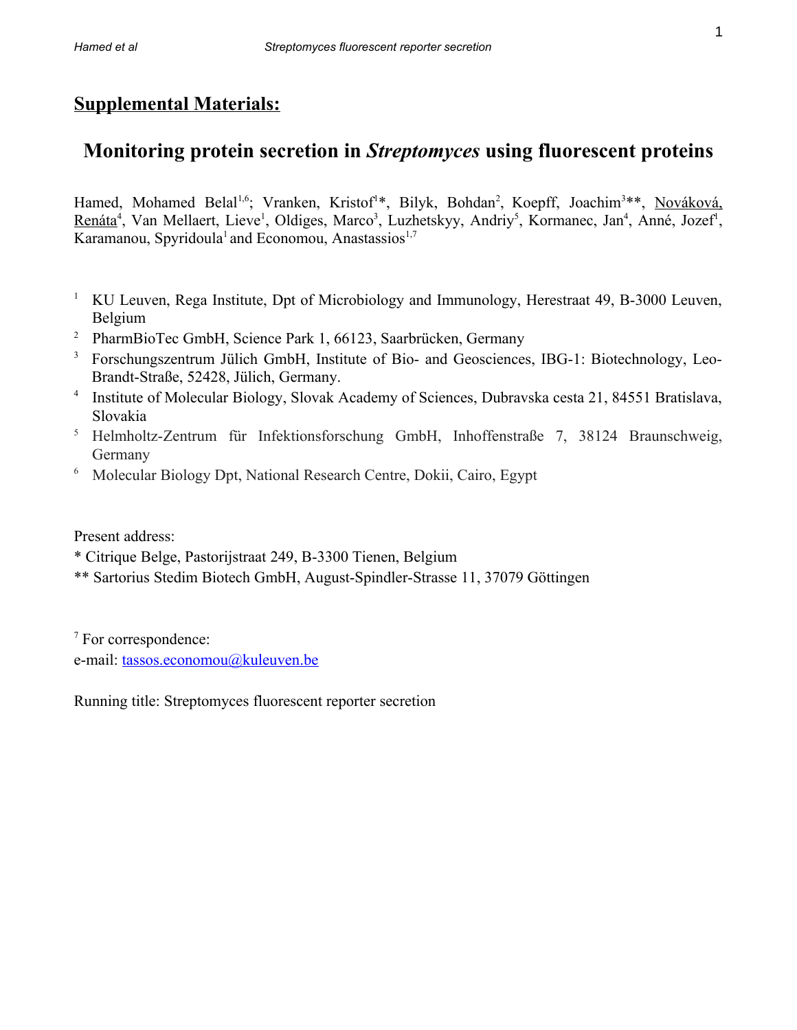## Supplemental Materials:

# Monitoring protein secretion in *Streptomyces* using fluorescent proteins

Hamed, Mohamed Belal[1,6]; Vranken, Kristof[1]*, Bilyk, Bohdan[2], Koepff, Joachim[3]**, Nováková, Renáta[4], Van Mellaert, Lieve[1], Oldiges, Marco[3], Luzhetskyy, Andriy[5], Kormanec, Jan[4], Anné, Jozef[1], Karamanou, Spyridoula[1] and Economou, Anastassios[1,7]

1. KU Leuven, Rega Institute, Dpt of Microbiology and Immunology, Herestraat 49, B-3000 Leuven, Belgium
2. PharmBioTec GmbH, Science Park 1, 66123, Saarbrücken, Germany
3. Forschungszentrum Jülich GmbH, Institute of Bio- and Geosciences, IBG-1: Biotechnology, Leo-Brandt-Straße, 52428, Jülich, Germany.
4. Institute of Molecular Biology, Slovak Academy of Sciences, Dubravska cesta 21, 84551 Bratislava, Slovakia
5. Helmholtz-Zentrum für Infektionsforschung GmbH, Inhoffenstraße 7, 38124 Braunschweig, Germany
6. Molecular Biology Dpt, National Research Centre, Dokii, Cairo, Egypt

Present address:
* Citrique Belge, Pastorijstraat 249, B-3300 Tienen, Belgium
** Sartorius Stedim Biotech GmbH, August-Spindler-Strasse 11, 37079 Göttingen

[7] For correspondence:
e-mail: tassos.economou@kuleuven.be

Running title: Streptomyces fluorescent reporter secretion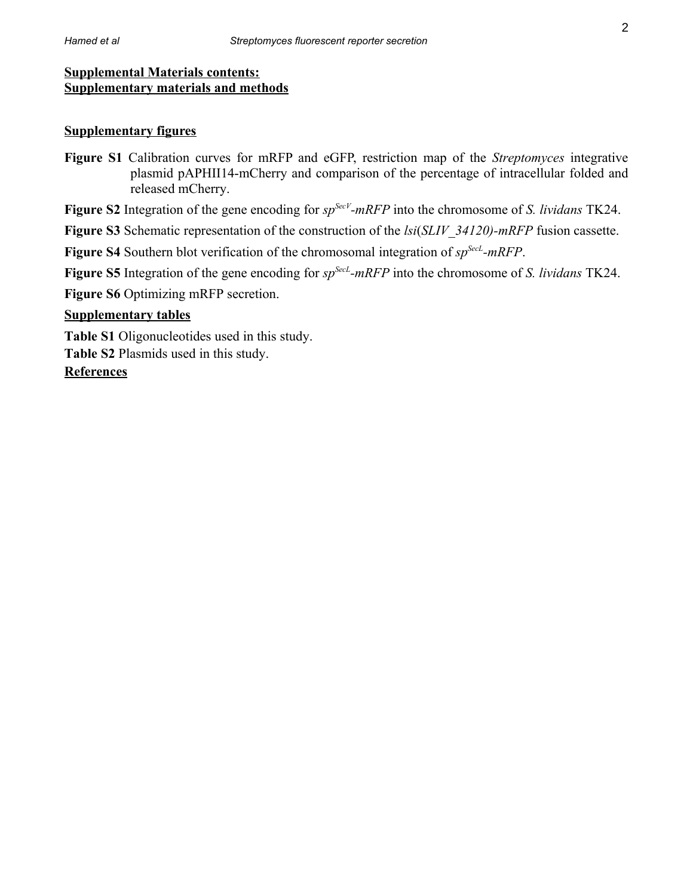**Supplemental Materials contents:**
**Supplementary materials and methods**

**Supplementary figures**

**Figure S1** Calibration curves for mRFP and eGFP, restriction map of the *Streptomyces* integrative plasmid pAPHII14-mCherry and comparison of the percentage of intracellular folded and released mCherry.

**Figure S2** Integration of the gene encoding for *sp$^{SecV}$-mRFP* into the chromosome of *S. lividans* TK24.

**Figure S3** Schematic representation of the construction of the *lsi*(*SLIV_34120)-mRFP* fusion cassette.

**Figure S4** Southern blot verification of the chromosomal integration of *sp$^{SecL}$-mRFP*.

**Figure S5** Integration of the gene encoding for *sp$^{SecL}$-mRFP* into the chromosome of *S. lividans* TK24.

**Figure S6** Optimizing mRFP secretion.

**Supplementary tables**

**Table S1** Oligonucleotides used in this study.

**Table S2** Plasmids used in this study.

**References**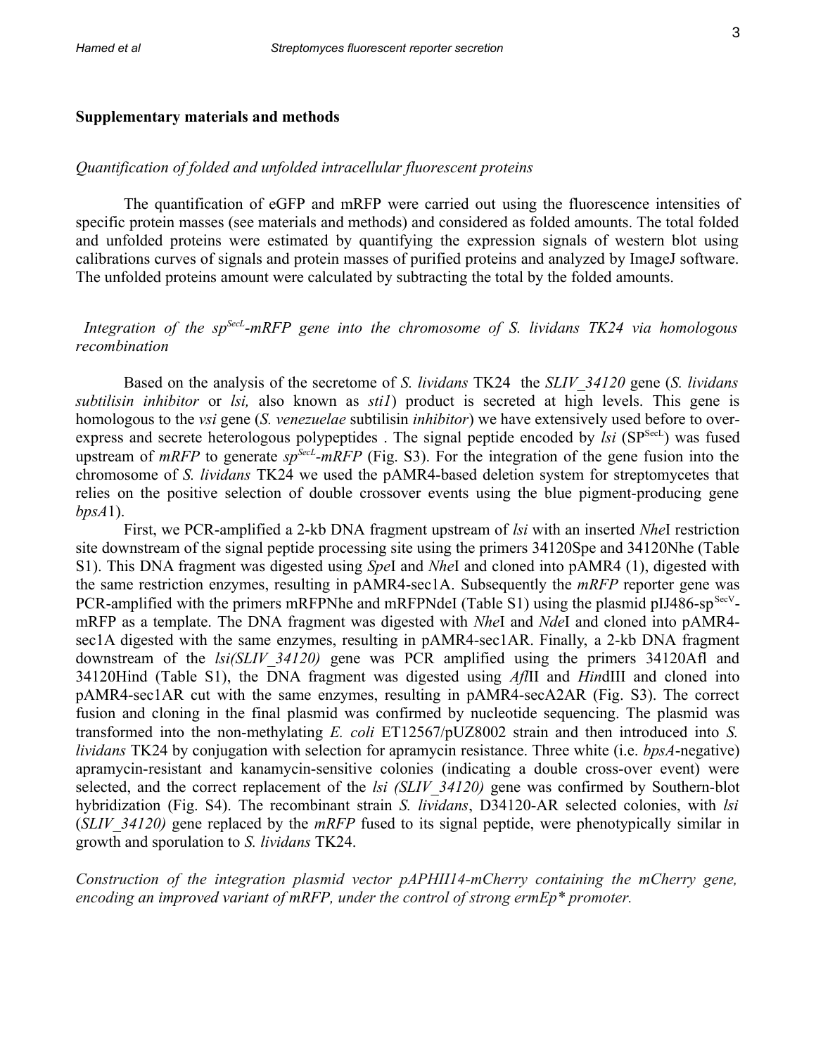## Supplementary materials and methods

*Quantification of folded and unfolded intracellular fluorescent proteins*

The quantification of eGFP and mRFP were carried out using the fluorescence intensities of specific protein masses (see materials and methods) and considered as folded amounts. The total folded and unfolded proteins were estimated by quantifying the expression signals of western blot using calibrations curves of signals and protein masses of purified proteins and analyzed by ImageJ software. The unfolded proteins amount were calculated by subtracting the total by the folded amounts.

*Integration of the sp$^{SecL}$-mRFP gene into the chromosome of S. lividans TK24 via homologous recombination*

Based on the analysis of the secretome of *S. lividans* TK24 the *SLIV_34120* gene (*S. lividans subtilisin inhibitor* or *lsi,* also known as *sti1*) product is secreted at high levels. This gene is homologous to the *vsi* gene (*S. venezuelae* subtilisin *inhibitor*) we have extensively used before to over-express and secrete heterologous polypeptides . The signal peptide encoded by *lsi* (SP$^{SecL}$) was fused upstream of *mRFP* to generate *sp$^{SecL}$-mRFP* (Fig. S3). For the integration of the gene fusion into the chromosome of *S. lividans* TK24 we used the pAMR4-based deletion system for streptomycetes that relies on the positive selection of double crossover events using the blue pigment-producing gene *bpsA*1).

First, we PCR-amplified a 2-kb DNA fragment upstream of *lsi* with an inserted *Nhe*I restriction site downstream of the signal peptide processing site using the primers 34120Spe and 34120Nhe (Table S1). This DNA fragment was digested using *Spe*I and *Nhe*I and cloned into pAMR4 (1), digested with the same restriction enzymes, resulting in pAMR4-sec1A. Subsequently the *mRFP* reporter gene was PCR-amplified with the primers mRFPNhe and mRFPNdeI (Table S1) using the plasmid pIJ486-sp$^{SecV}$-mRFP as a template. The DNA fragment was digested with *Nhe*I and *Nde*I and cloned into pAMR4-sec1A digested with the same enzymes, resulting in pAMR4-sec1AR. Finally, a 2-kb DNA fragment downstream of the *lsi(SLIV_34120)* gene was PCR amplified using the primers 34120Afl and 34120Hind (Table S1), the DNA fragment was digested using *Afl*II and *Hin*dIII and cloned into pAMR4-sec1AR cut with the same enzymes, resulting in pAMR4-secA2AR (Fig. S3). The correct fusion and cloning in the final plasmid was confirmed by nucleotide sequencing. The plasmid was transformed into the non-methylating *E. coli* ET12567/pUZ8002 strain and then introduced into *S. lividans* TK24 by conjugation with selection for apramycin resistance. Three white (i.e. *bpsA*-negative) apramycin-resistant and kanamycin-sensitive colonies (indicating a double cross-over event) were selected, and the correct replacement of the *lsi (SLIV_34120)* gene was confirmed by Southern-blot hybridization (Fig. S4). The recombinant strain *S. lividans*, D34120-AR selected colonies, with *lsi* (*SLIV_34120)* gene replaced by the *mRFP* fused to its signal peptide, were phenotypically similar in growth and sporulation to *S. lividans* TK24.

*Construction of the integration plasmid vector pAPHII14-mCherry containing the mCherry gene, encoding an improved variant of mRFP, under the control of strong ermEp\* promoter.*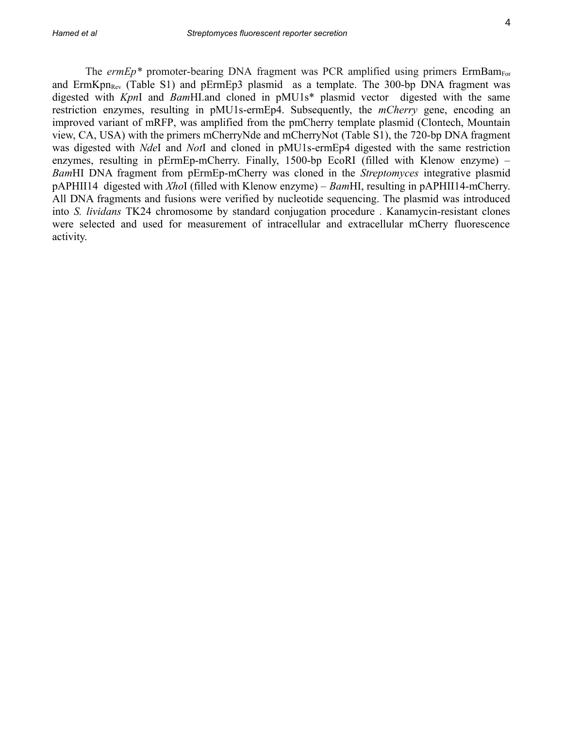The *ermEp\** promoter-bearing DNA fragment was PCR amplified using primers $ErmBam_{For}$ and $ErmKpn_{Rev}$ (Table S1) and pErmEp3 plasmid as a template. The 300-bp DNA fragment was digested with *Kpn*I and *Bam*HI.and cloned in pMU1s* plasmid vector digested with the same restriction enzymes, resulting in pMU1s-ermEp4. Subsequently, the *mCherry* gene, encoding an improved variant of mRFP, was amplified from the pmCherry template plasmid (Clontech, Mountain view, CA, USA) with the primers mCherryNde and mCherryNot (Table S1), the 720-bp DNA fragment was digested with *Nde*I and *Not*I and cloned in pMU1s-ermEp4 digested with the same restriction enzymes, resulting in pErmEp-mCherry. Finally, 1500-bp EcoRI (filled with Klenow enzyme) – *Bam*HI DNA fragment from pErmEp-mCherry was cloned in the *Streptomyces* integrative plasmid pAPHII14 digested with *Xho*I (filled with Klenow enzyme) – *Bam*HI, resulting in pAPHII14-mCherry. All DNA fragments and fusions were verified by nucleotide sequencing. The plasmid was introduced into *S. lividans* TK24 chromosome by standard conjugation procedure . Kanamycin-resistant clones were selected and used for measurement of intracellular and extracellular mCherry fluorescence activity.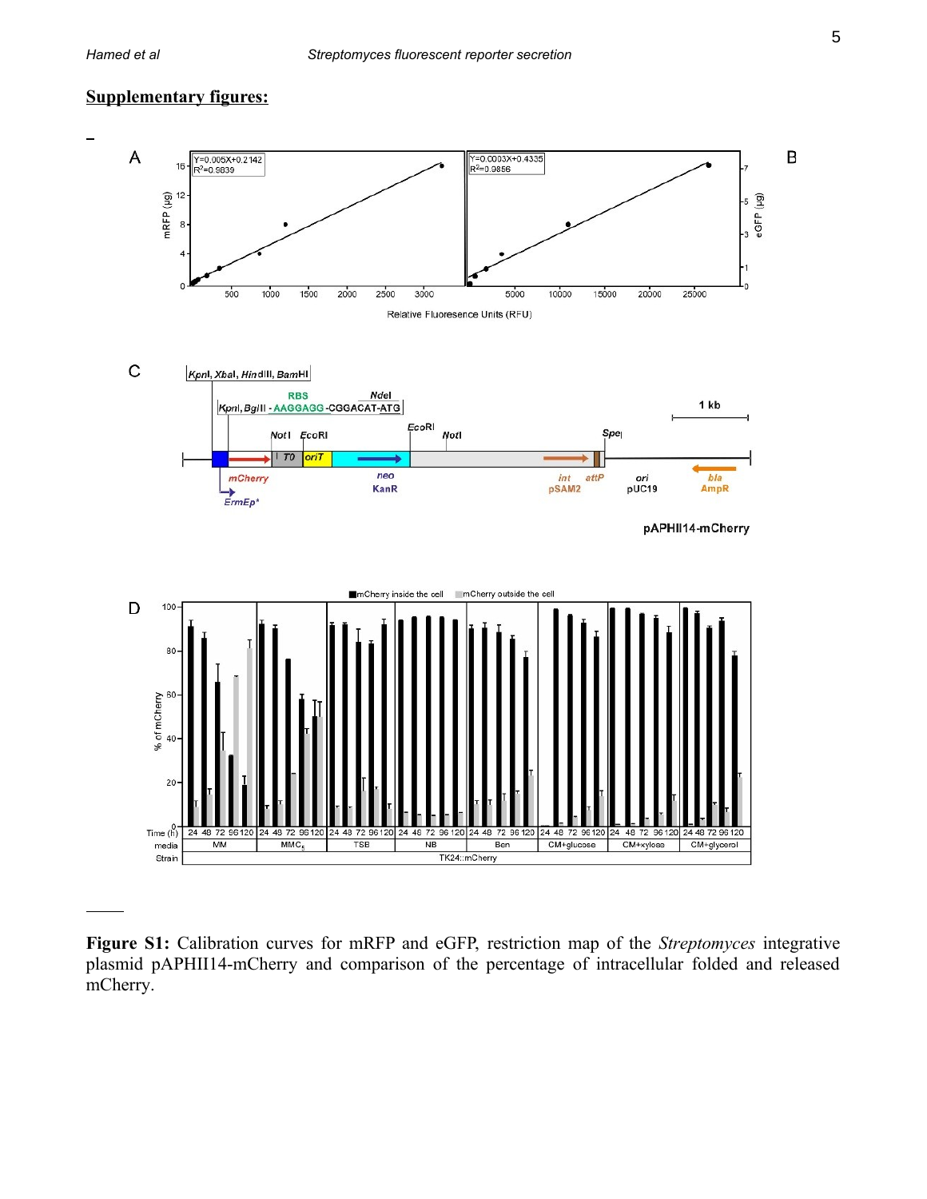## Supplementary figures:

**Figure S1:** Calibration curves for mRFP and eGFP, restriction map of the *Streptomyces* integrative plasmid pAPHII14-mCherry and comparison of the percentage of intracellular folded and released mCherry.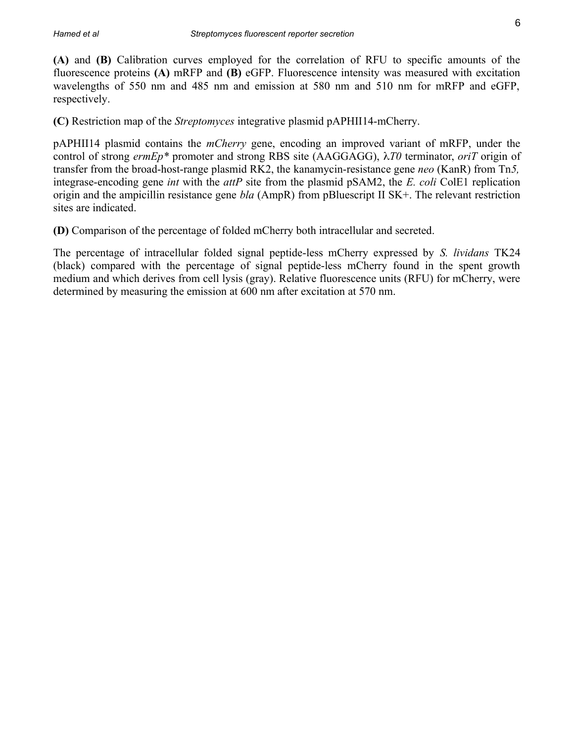**(A)** and **(B)** Calibration curves employed for the correlation of RFU to specific amounts of the fluorescence proteins **(A)** mRFP and **(B)** eGFP. Fluorescence intensity was measured with excitation wavelengths of 550 nm and 485 nm and emission at 580 nm and 510 nm for mRFP and eGFP, respectively.

**(C)** Restriction map of the *Streptomyces* integrative plasmid pAPHII14-mCherry.

pAPHII14 plasmid contains the *mCherry* gene, encoding an improved variant of mRFP, under the control of strong *ermEp\** promoter and strong RBS site (AAGGAGG), λ*T0* terminator, *oriT* origin of transfer from the broad-host-range plasmid RK2, the kanamycin-resistance gene *neo* (KanR) from Tn*5,* integrase-encoding gene *int* with the *attP* site from the plasmid pSAM2, the *E. coli* ColE1 replication origin and the ampicillin resistance gene *bla* (AmpR) from pBluescript II SK+. The relevant restriction sites are indicated.

**(D)** Comparison of the percentage of folded mCherry both intracellular and secreted.

The percentage of intracellular folded signal peptide-less mCherry expressed by *S. lividans* TK24 (black) compared with the percentage of signal peptide-less mCherry found in the spent growth medium and which derives from cell lysis (gray). Relative fluorescence units (RFU) for mCherry, were determined by measuring the emission at 600 nm after excitation at 570 nm.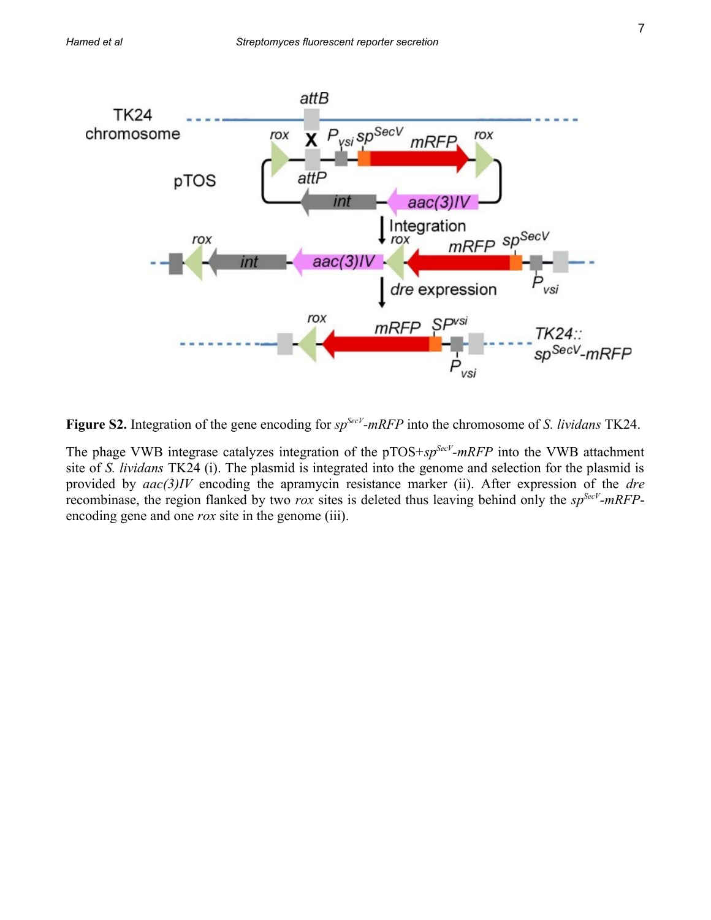**Figure S2.** Integration of the gene encoding for $sp^{SecV}$-*mRFP* into the chromosome of *S. lividans* TK24.

The phage VWB integrase catalyzes integration of the pTOS+$sp^{SecV}$-*mRFP* into the VWB attachment site of *S. lividans* TK24 (i). The plasmid is integrated into the genome and selection for the plasmid is provided by *aac(3)IV* encoding the apramycin resistance marker (ii). After expression of the *dre* recombinase, the region flanked by two *rox* sites is deleted thus leaving behind only the $sp^{SecV}$-*mRFP*-encoding gene and one *rox* site in the genome (iii).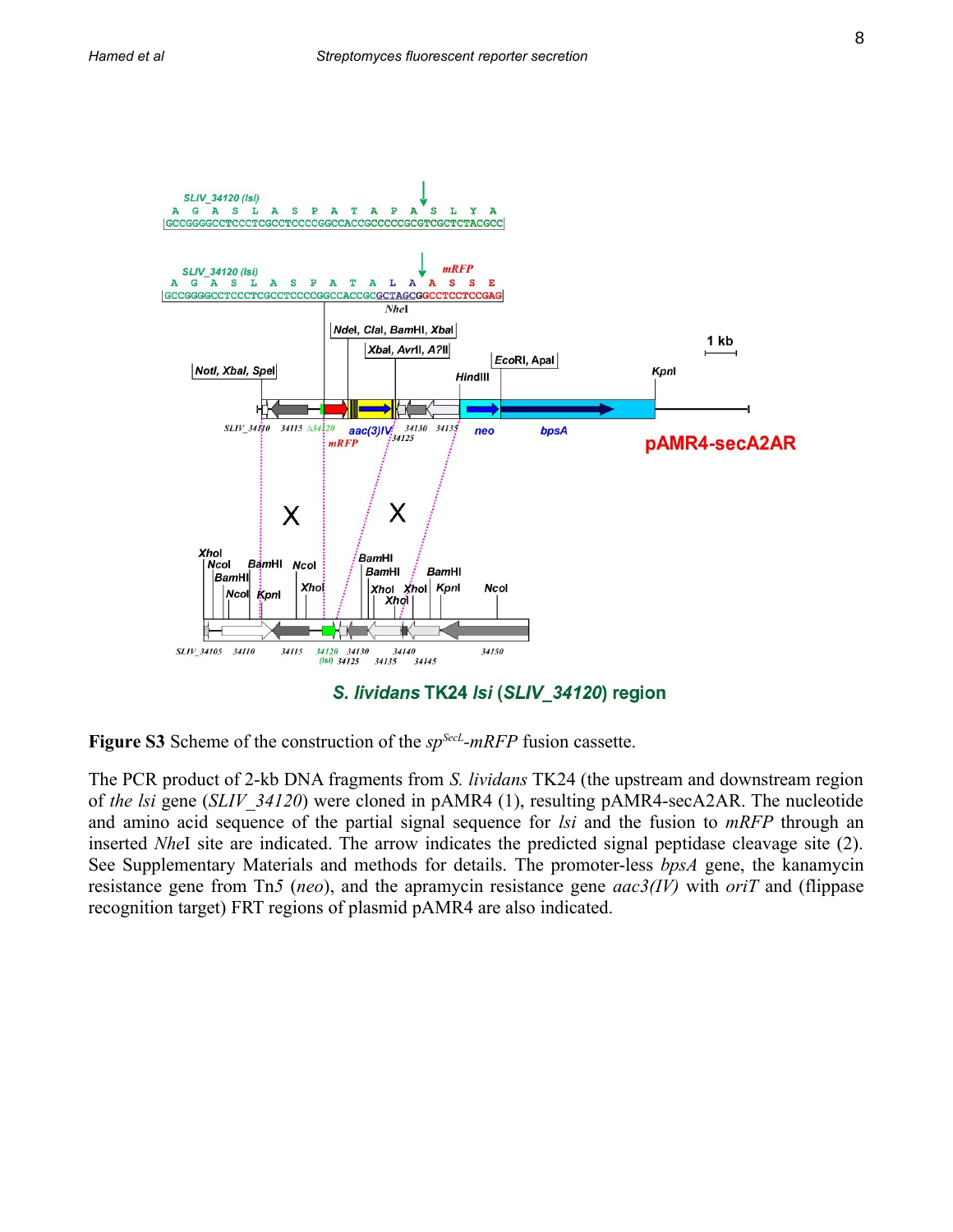**Figure S3** Scheme of the construction of the $sp^{SecL}$-*mRFP* fusion cassette.

The PCR product of 2-kb DNA fragments from *S. lividans* TK24 (the upstream and downstream region of *the lsi* gene (*SLIV_34120*) were cloned in pAMR4 (1), resulting pAMR4-secA2AR. The nucleotide and amino acid sequence of the partial signal sequence for *lsi* and the fusion to *mRFP* through an inserted *Nhe*I site are indicated. The arrow indicates the predicted signal peptidase cleavage site (2). See Supplementary Materials and methods for details. The promoter-less *bpsA* gene, the kanamycin resistance gene from Tn*5* (*neo*), and the apramycin resistance gene *aac3(IV)* with *oriT* and (flippase recognition target) FRT regions of plasmid pAMR4 are also indicated.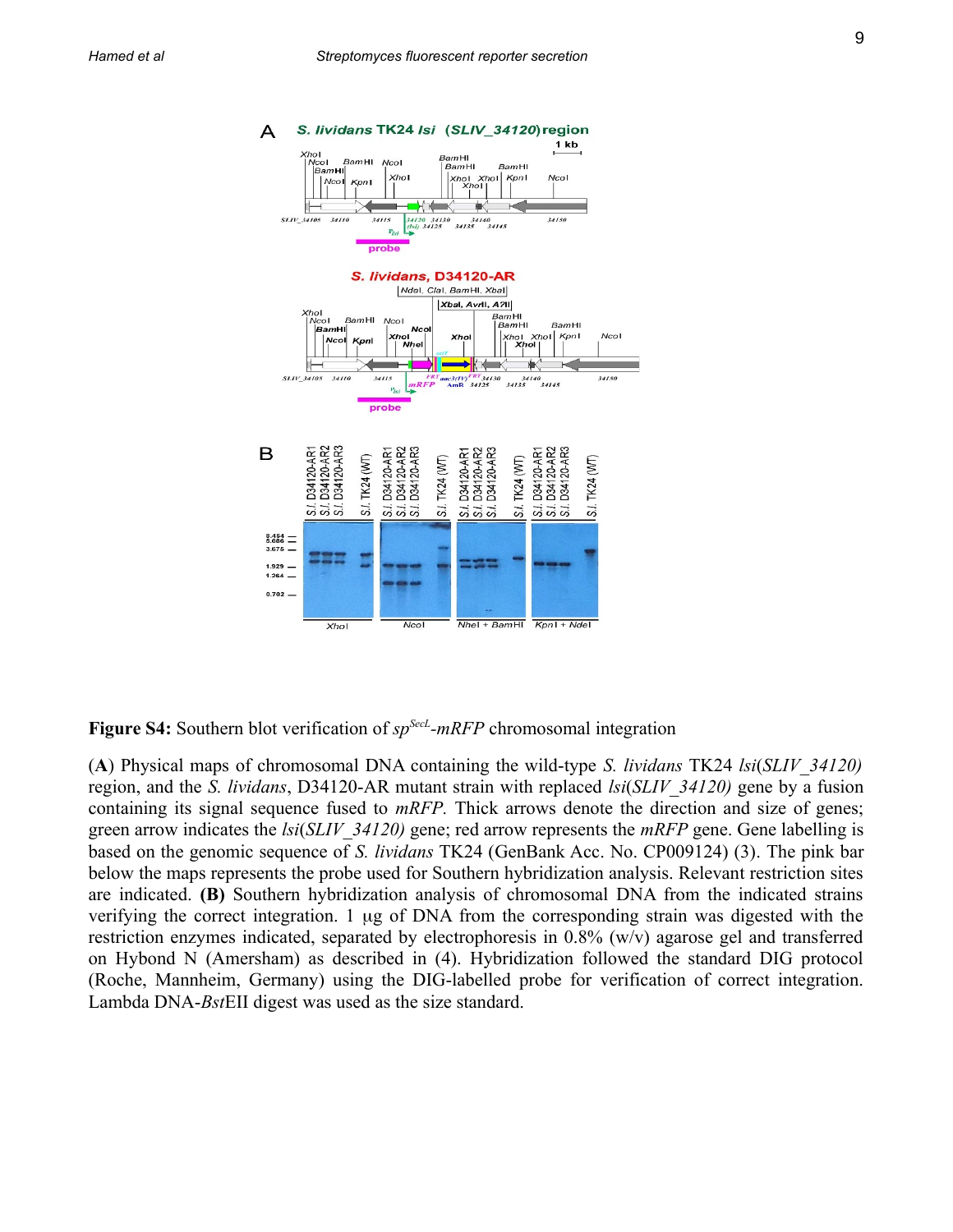**Figure S4:** Southern blot verification of $sp^{SecL}$-*mRFP* chromosomal integration

(**A**) Physical maps of chromosomal DNA containing the wild-type *S. lividans* TK24 *lsi*(*SLIV_34120)* region, and the *S. lividans*, D34120-AR mutant strain with replaced *lsi*(*SLIV_34120)* gene by a fusion containing its signal sequence fused to *mRFP*. Thick arrows denote the direction and size of genes; green arrow indicates the *lsi*(*SLIV_34120)* gene; red arrow represents the *mRFP* gene. Gene labelling is based on the genomic sequence of *S. lividans* TK24 (GenBank Acc. No. CP009124) (3). The pink bar below the maps represents the probe used for Southern hybridization analysis. Relevant restriction sites are indicated. **(B)** Southern hybridization analysis of chromosomal DNA from the indicated strains verifying the correct integration. 1 µg of DNA from the corresponding strain was digested with the restriction enzymes indicated, separated by electrophoresis in 0.8% (w/v) agarose gel and transferred on Hybond N (Amersham) as described in (4). Hybridization followed the standard DIG protocol (Roche, Mannheim, Germany) using the DIG-labelled probe for verification of correct integration. Lambda DNA-*Bst*EII digest was used as the size standard.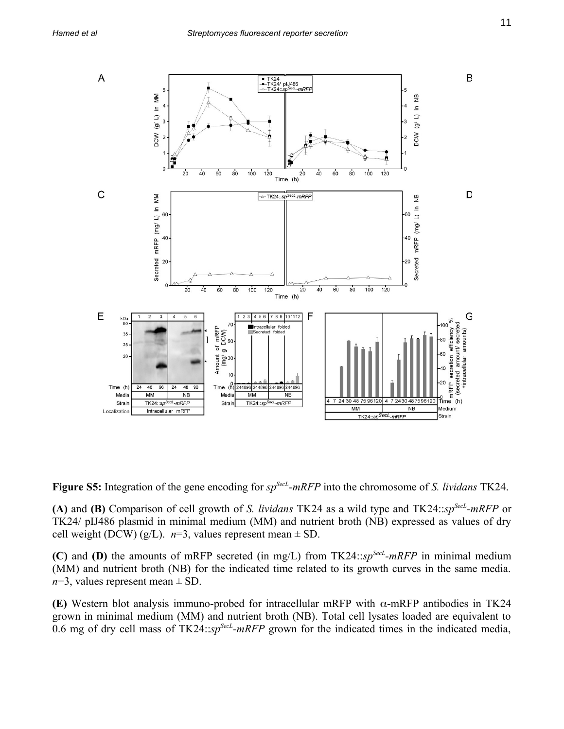**Figure S5:** Integration of the gene encoding for *sp*$^{SecL}$*-mRFP* into the chromosome of *S. lividans* TK24.

**(A)** and **(B)** Comparison of cell growth of *S. lividans* TK24 as a wild type and TK24::*sp*$^{SecL}$*-mRFP* or TK24/ pIJ486 plasmid in minimal medium (MM) and nutrient broth (NB) expressed as values of dry cell weight (DCW) (g/L). *n*=3, values represent mean ± SD.

**(C)** and **(D)** the amounts of mRFP secreted (in mg/L) from TK24::*sp*$^{SecL}$*-mRFP* in minimal medium (MM) and nutrient broth (NB) for the indicated time related to its growth curves in the same media. *n*=3, values represent mean ± SD.

**(E)** Western blot analysis immuno-probed for intracellular mRFP with α-mRFP antibodies in TK24 grown in minimal medium (MM) and nutrient broth (NB). Total cell lysates loaded are equivalent to 0.6 mg of dry cell mass of TK24::*sp*$^{SecL}$*-mRFP* grown for the indicated times in the indicated media,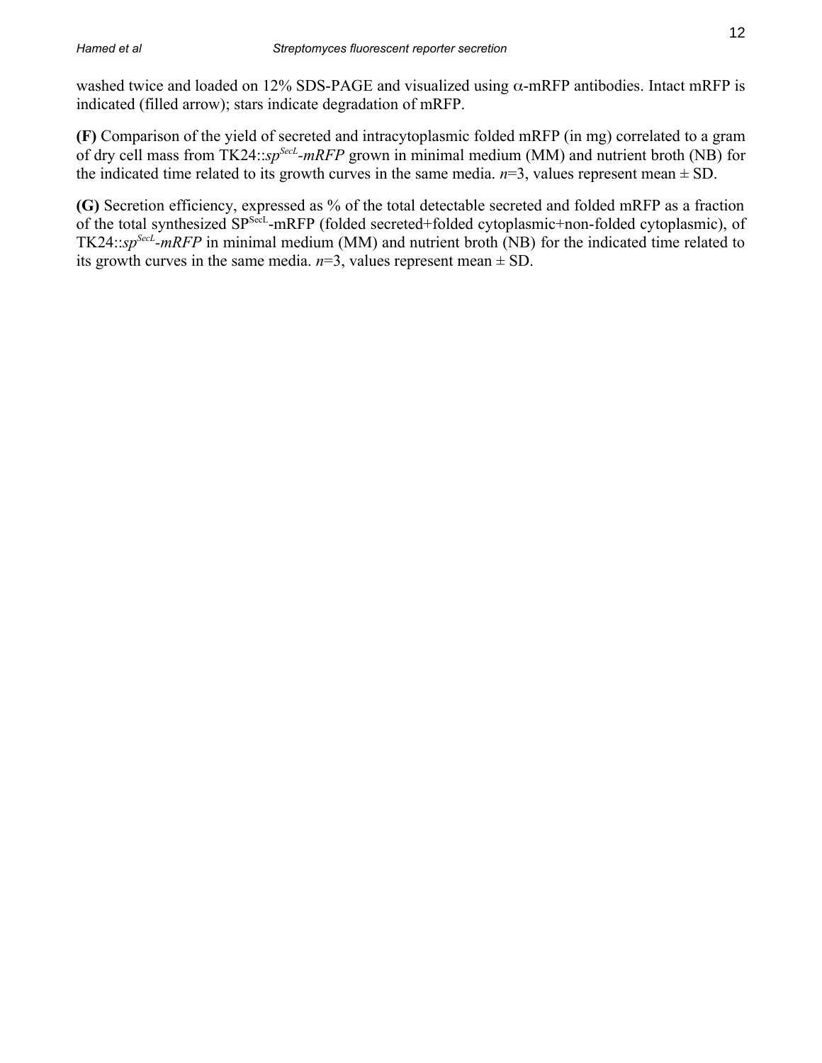washed twice and loaded on 12% SDS-PAGE and visualized using α-mRFP antibodies. Intact mRFP is indicated (filled arrow); stars indicate degradation of mRFP.

**(F)** Comparison of the yield of secreted and intracytoplasmic folded mRFP (in mg) correlated to a gram of dry cell mass from TK24::*sp*$^{SecL}$*-mRFP* grown in minimal medium (MM) and nutrient broth (NB) for the indicated time related to its growth curves in the same media. *n*=3, values represent mean ± SD.

**(G)** Secretion efficiency, expressed as % of the total detectable secreted and folded mRFP as a fraction of the total synthesized SP$^{SecL}$-mRFP (folded secreted+folded cytoplasmic+non-folded cytoplasmic), of TK24::*sp*$^{SecL}$*-mRFP* in minimal medium (MM) and nutrient broth (NB) for the indicated time related to its growth curves in the same media. *n*=3, values represent mean ± SD.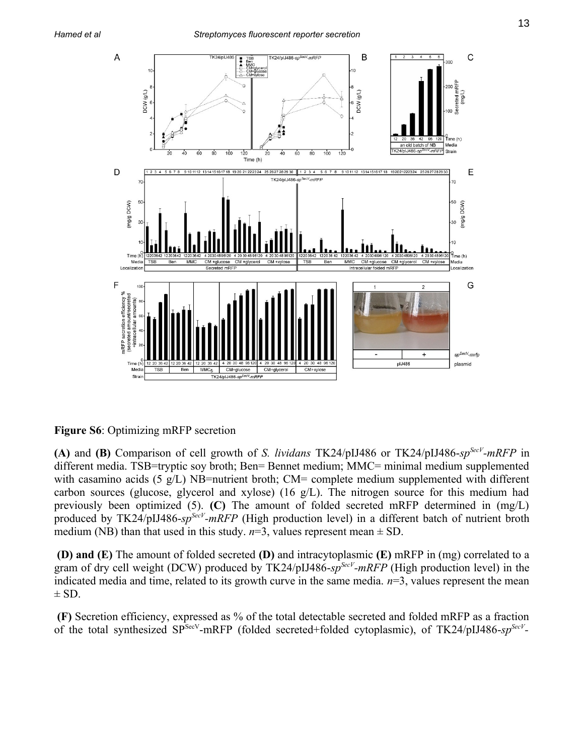**Figure S6**: Optimizing mRFP secretion

**(A)** and **(B)** Comparison of cell growth of *S. lividans* TK24/pIJ486 or TK24/pIJ486-*sp*$^{SecV}$*-mRFP* in different media. TSB=tryptic soy broth; Ben= Bennet medium; MMC= minimal medium supplemented with casamino acids (5 g/L) NB=nutrient broth; CM= complete medium supplemented with different carbon sources (glucose, glycerol and xylose) (16 g/L). The nitrogen source for this medium had previously been optimized (5). **(C)** The amount of folded secreted mRFP determined in (mg/L) produced by TK24/pIJ486-*sp*$^{SecV}$*-mRFP* (High production level) in a different batch of nutrient broth medium (NB) than that used in this study. *n*=3, values represent mean ± SD.

**(D) and (E)** The amount of folded secreted **(D)** and intracytoplasmic **(E)** mRFP in (mg) correlated to a gram of dry cell weight (DCW) produced by TK24/pIJ486-*sp*$^{SecV}$*-mRFP* (High production level) in the indicated media and time, related to its growth curve in the same media. *n*=3, values represent the mean ± SD.

**(F)** Secretion efficiency, expressed as % of the total detectable secreted and folded mRFP as a fraction of the total synthesized SP$^{SecV}$-mRFP (folded secreted+folded cytoplasmic), of TK24/pIJ486-*sp*$^{SecV}$-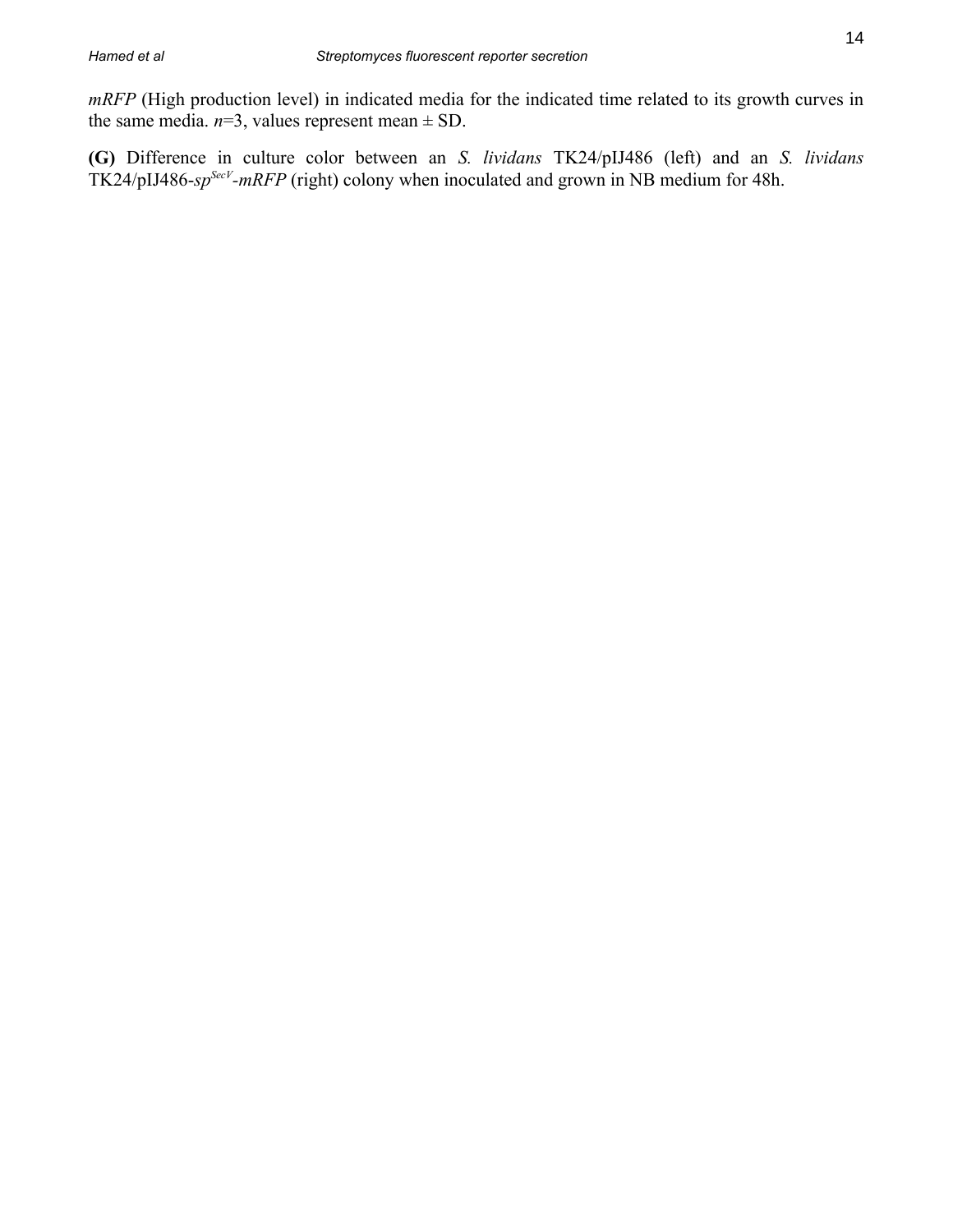*mRFP* (High production level) in indicated media for the indicated time related to its growth curves in the same media. *n*=3, values represent mean ± SD.

**(G)** Difference in culture color between an *S. lividans* TK24/pIJ486 (left) and an *S. lividans* TK24/pIJ486-*sp*$^{SecV}$-*mRFP* (right) colony when inoculated and grown in NB medium for 48h.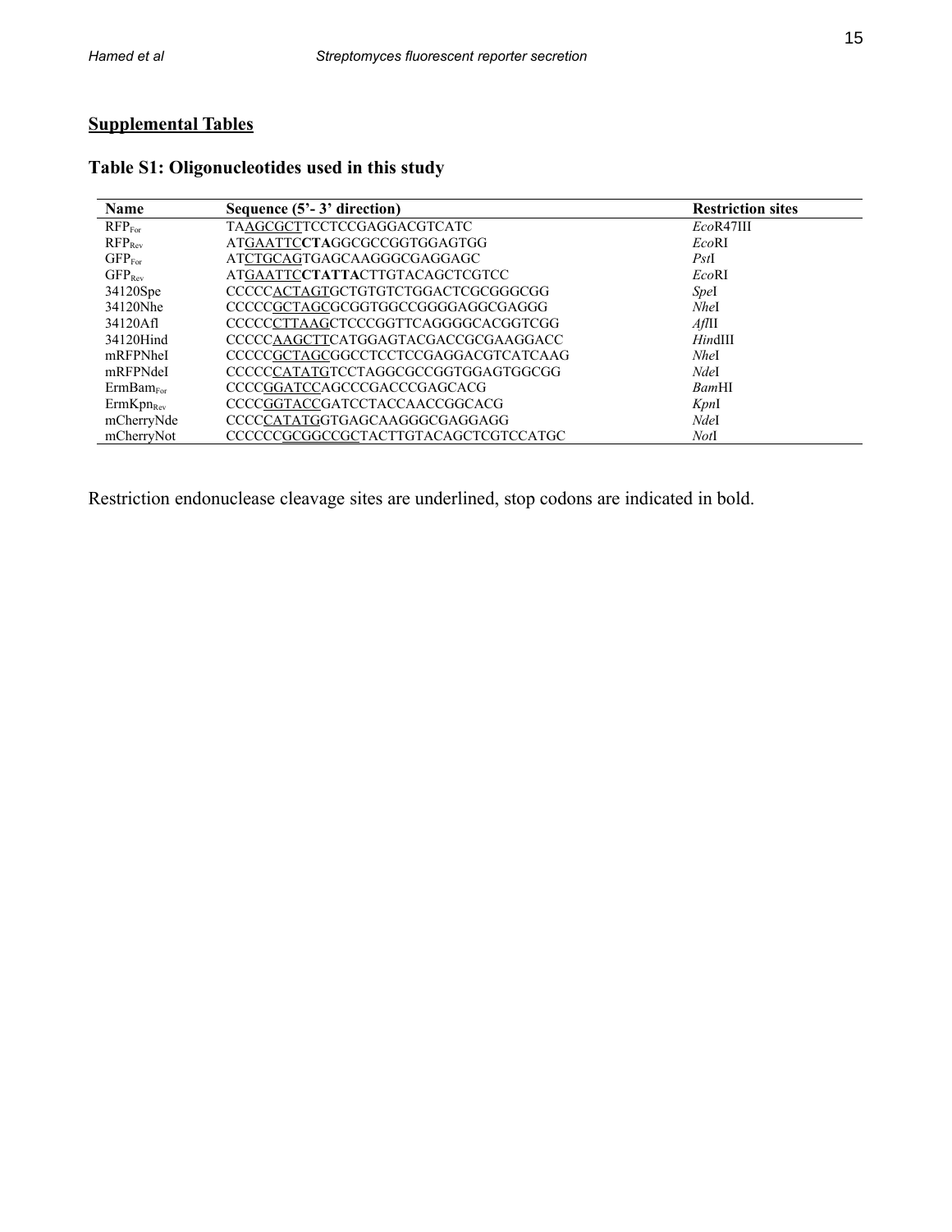## Supplemental Tables

### Table S1: Oligonucleotides used in this study

| Name | Sequence (5'- 3' direction) | Restriction sites |
|---|---|---|
| $RFP_{For}$ | TAAGCGCTTCCTCCGAGGACGTCATC | *Eco*R47III |
| $RFP_{Rev}$ | ATGAATTC**CTA**GGCGCCGGTGGAGTGG | *Eco*RI |
| $GFP_{For}$ | ATCTGCAGTGAGCAAGGGCGAGGAGC | *Pst*I |
| $GFP_{Rev}$ | ATGAATTC**CTATTA**CTTGTACAGCTCGTCC | *Eco*RI |
| 34120Spe | CCCCCACTAGTGCTGTGTCTGGACTCGCGGGCGG | *Spe*I |
| 34120Nhe | CCCCCGCTAGCGCGGTGGCCGGGGAGGCGAGGG | *Nhe*I |
| 34120Afl | CCCCCCTTAAGCTCCCGGTTCAGGGGCACGGTCGG | *Afl*II |
| 34120Hind | CCCCCAAGCTTCATGGAGTACGACCGCGAAGGACC | *Hin*dIII |
| mRFPNheI | CCCCCGCTAGCGGCCTCCTCCGAGGACGTCATCAAG | *Nhe*I |
| mRFPNdeI | CCCCCCATATGTCCTAGGCGCCGGTGGAGTGGCGG | *Nde*I |
| $ErmBam_{For}$ | CCCCGGATCCAGCCCGACCCGAGCACG | *Bam*HI |
| $ErmKpn_{Rev}$ | CCCCGGTACCGATCCTACCAACCGGCACG | *Kpn*I |
| mCherryNde | CCCCCATATGGTGAGCAAGGGCGAGGAGG | *Nde*I |
| mCherryNot | CCCCCCGCGGCCGCTACTTGTACAGCTCGTCCATGC | *Not*I |

Restriction endonuclease cleavage sites are underlined, stop codons are indicated in bold.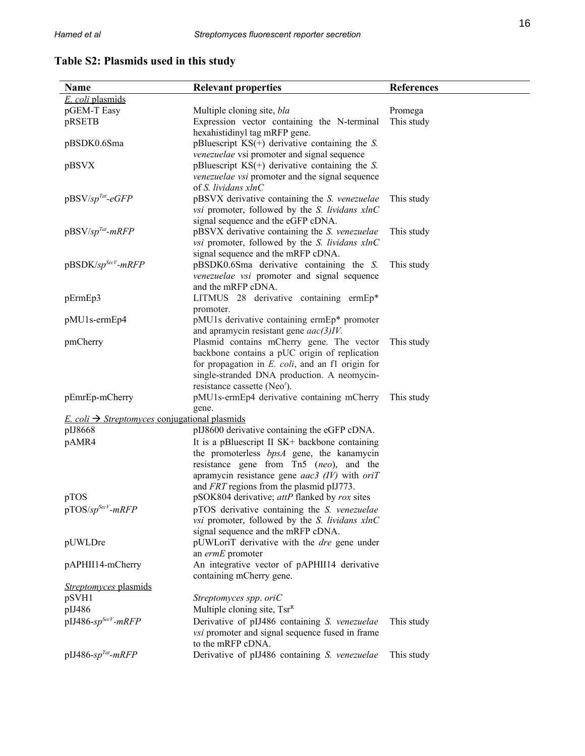## Table S2: Plasmids used in this study

| Name | Relevant properties | References |
|---|---|---|
| *E. coli* plasmids | | |
| pGEM-T Easy | Multiple cloning site, *bla* | Promega |
| pRSETB | Expression vector containing the N-terminal hexahistidinyl tag mRFP gene. | This study |
| pBSDK0.6Sma | pBluescript KS(+) derivative containing the *S. venezuelae* vsi promoter and signal sequence | |
| pBSVX | pBluescript KS(+) derivative containing the *S. venezuelae vsi* promoter and the signal sequence of *S. lividans xlnC* | |
| pBSV/$sp^{Tat}$-*eGFP* | pBSVX derivative containing the *S. venezuelae vsi* promoter, followed by the *S. lividans xlnC* signal sequence and the eGFP cDNA. | This study |
| pBSV/$sp^{Tat}$-*mRFP* | pBSVX derivative containing the *S. venezuelae vsi* promoter, followed by the *S. lividans xlnC* signal sequence and the mRFP cDNA. | This study |
| pBSDK/$sp^{SecV}$-*mRFP* | pBSDK0.6Sma derivative containing the *S. venezuelae vsi* promoter and signal sequence and the mRFP cDNA. | This study |
| pErmEp3 | LITMUS 28 derivative containing ermEp* promoter. | |
| pMU1s-ermEp4 | pMU1s derivative containing ermEp* promoter and apramycin resistant gene *aac(3)IV.* | |
| pmCherry | Plasmid contains mCherry gene. The vector backbone contains a pUC origin of replication for propagation in *E. coli*, and an f1 origin for single-stranded DNA production. A neomycin-resistance cassette (Neo[r]). | This study |
| pEmrEp-mCherry | pMU1s-ermEp4 derivative containing mCherry gene. | This study |
| *E. coli* → *Streptomyces* conjugational plasmids | | |
| pIJ8668 | pIJ8600 derivative containing the eGFP cDNA. | |
| pAMR4 | It is a pBluescript II SK+ backbone containing the promoterless *bpsA* gene, the kanamycin resistance gene from Tn5 (*neo*), and the apramycin resistance gene *aac3 (IV)* with *oriT* and *FRT* regions from the plasmid pIJ773. | |
| pTOS | pSOK804 derivative; *attP* flanked by *rox* sites | |
| pTOS/$sp^{SecV}$-*mRFP* | pTOS derivative containing the *S. venezuelae vsi* promoter, followed by the *S. lividans xlnC* signal sequence and the mRFP cDNA. | |
| pUWLDre | pUWLoriT derivative with the *dre* gene under an *ermE* promoter | |
| pAPHII14-mCherry | An integrative vector of pAPHII14 derivative containing mCherry gene. | |
| *Streptomyces* plasmids | | |
| pSVH1 | *Streptomyces spp*. *oriC* | |
| pIJ486 | Multiple cloning site, Tsr[R] | |
| pIJ486-$sp^{SecV}$-*mRFP* | Derivative of pIJ486 containing *S. venezuelae vsi* promoter and signal sequence fused in frame to the mRFP cDNA. | This study |
| pIJ486-$sp^{Tat}$-*mRFP* | Derivative of pIJ486 containing *S. venezuelae* | This study |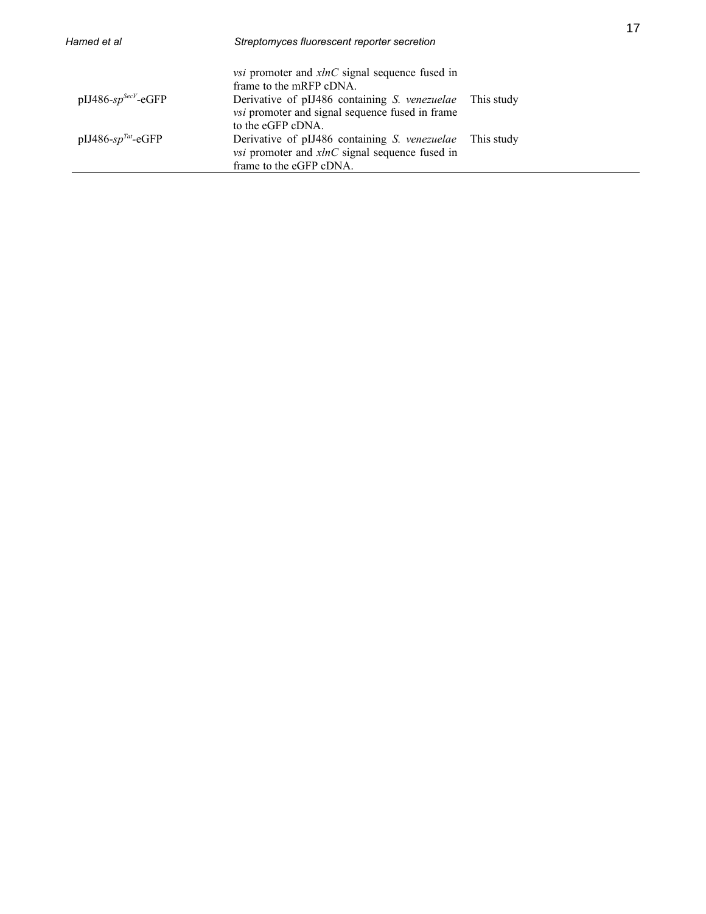| | | |
|---|---|---|
| | *vsi* promoter and *xlnC* signal sequence fused in frame to the mRFP cDNA. | |
| pIJ486-*sp*$^{SecV}$-eGFP | Derivative of pIJ486 containing *S. venezuelae vsi* promoter and signal sequence fused in frame to the eGFP cDNA. | This study |
| pIJ486-*sp*$^{Tat}$-eGFP | Derivative of pIJ486 containing *S. venezuelae vsi* promoter and *xlnC* signal sequence fused in frame to the eGFP cDNA. | This study |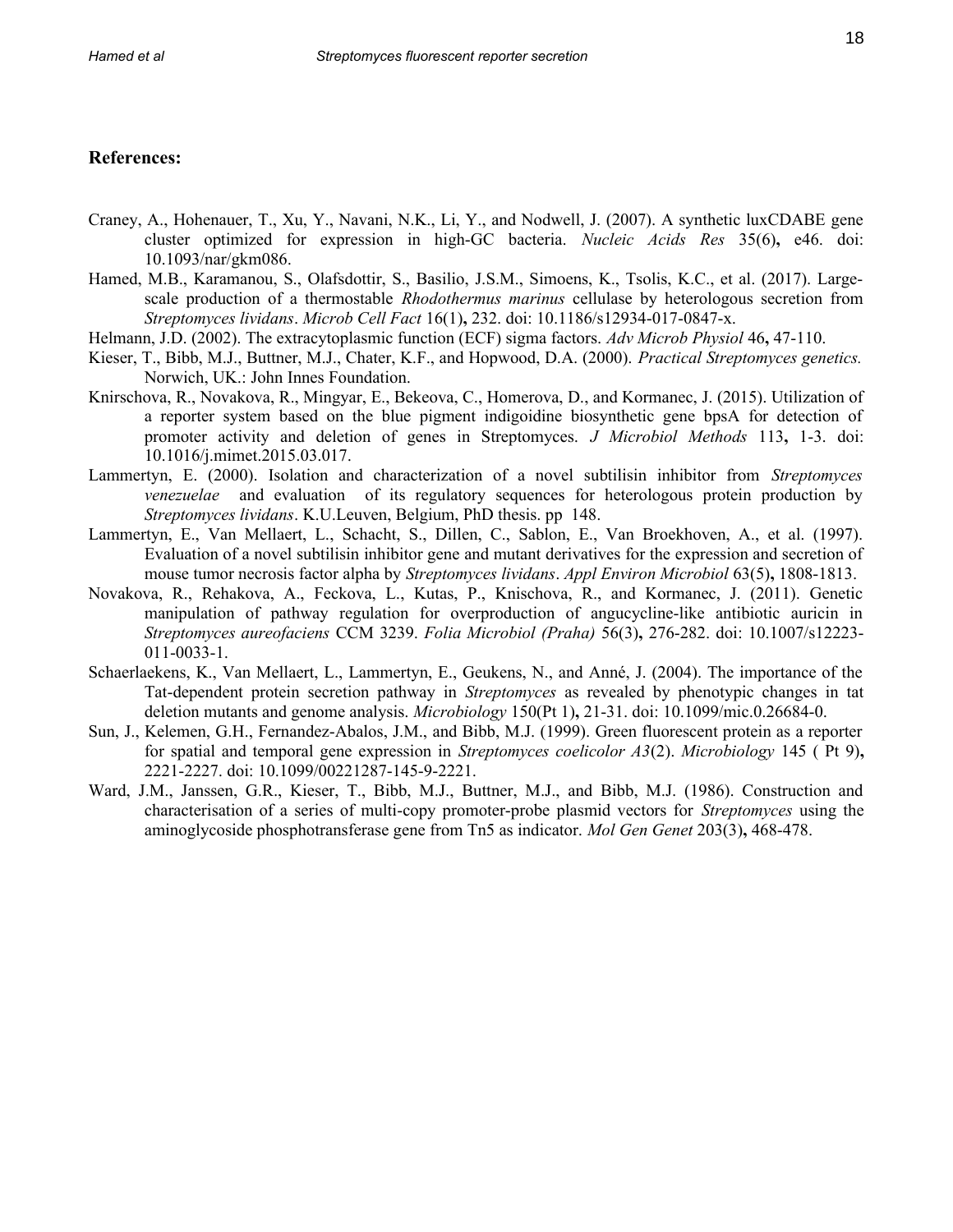## References:

Craney, A., Hohenauer, T., Xu, Y., Navani, N.K., Li, Y., and Nodwell, J. (2007). A synthetic luxCDABE gene cluster optimized for expression in high-GC bacteria. *Nucleic Acids Res* 35(6)**,** e46. doi: 10.1093/nar/gkm086.

Hamed, M.B., Karamanou, S., Olafsdottir, S., Basilio, J.S.M., Simoens, K., Tsolis, K.C., et al. (2017). Large-scale production of a thermostable *Rhodothermus marinus* cellulase by heterologous secretion from *Streptomyces lividans*. *Microb Cell Fact* 16(1)**,** 232. doi: 10.1186/s12934-017-0847-x.

Helmann, J.D. (2002). The extracytoplasmic function (ECF) sigma factors. *Adv Microb Physiol* 46**,** 47-110.

Kieser, T., Bibb, M.J., Buttner, M.J., Chater, K.F., and Hopwood, D.A. (2000). *Practical Streptomyces genetics.* Norwich, UK.: John Innes Foundation.

Knirschova, R., Novakova, R., Mingyar, E., Bekeova, C., Homerova, D., and Kormanec, J. (2015). Utilization of a reporter system based on the blue pigment indigoidine biosynthetic gene bpsA for detection of promoter activity and deletion of genes in Streptomyces. *J Microbiol Methods* 113**,** 1-3. doi: 10.1016/j.mimet.2015.03.017.

Lammertyn, E. (2000). Isolation and characterization of a novel subtilisin inhibitor from *Streptomyces venezuelae* and evaluation of its regulatory sequences for heterologous protein production by *Streptomyces lividans*. K.U.Leuven, Belgium, PhD thesis. pp 148.

Lammertyn, E., Van Mellaert, L., Schacht, S., Dillen, C., Sablon, E., Van Broekhoven, A., et al. (1997). Evaluation of a novel subtilisin inhibitor gene and mutant derivatives for the expression and secretion of mouse tumor necrosis factor alpha by *Streptomyces lividans*. *Appl Environ Microbiol* 63(5)**,** 1808-1813.

Novakova, R., Rehakova, A., Feckova, L., Kutas, P., Knischova, R., and Kormanec, J. (2011). Genetic manipulation of pathway regulation for overproduction of angucycline-like antibiotic auricin in *Streptomyces aureofaciens* CCM 3239. *Folia Microbiol (Praha)* 56(3)**,** 276-282. doi: 10.1007/s12223-011-0033-1.

Schaerlaekens, K., Van Mellaert, L., Lammertyn, E., Geukens, N., and Anné, J. (2004). The importance of the Tat-dependent protein secretion pathway in *Streptomyces* as revealed by phenotypic changes in tat deletion mutants and genome analysis. *Microbiology* 150(Pt 1)**,** 21-31. doi: 10.1099/mic.0.26684-0.

Sun, J., Kelemen, G.H., Fernandez-Abalos, J.M., and Bibb, M.J. (1999). Green fluorescent protein as a reporter for spatial and temporal gene expression in *Streptomyces coelicolor A3*(2). *Microbiology* 145 ( Pt 9)**,** 2221-2227. doi: 10.1099/00221287-145-9-2221.

Ward, J.M., Janssen, G.R., Kieser, T., Bibb, M.J., Buttner, M.J., and Bibb, M.J. (1986). Construction and characterisation of a series of multi-copy promoter-probe plasmid vectors for *Streptomyces* using the aminoglycoside phosphotransferase gene from Tn5 as indicator. *Mol Gen Genet* 203(3)**,** 468-478.